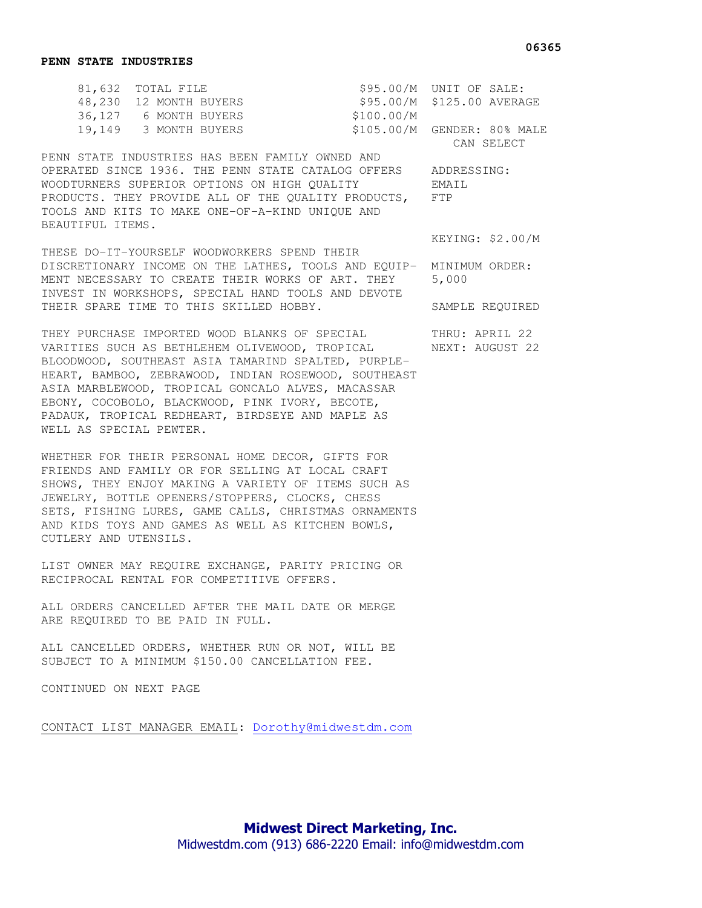06365

**PENN STATE INDUSTRIES**

| Count | Segment | Price |
|---|---|---|
| 81,632 | TOTAL FILE | \$95.00/M |
| 48,230 | 12 MONTH BUYERS | \$95.00/M |
| 36,127 | 6 MONTH BUYERS | \$100.00/M |
| 19,149 | 3 MONTH BUYERS | \$105.00/M |

UNIT OF SALE: \$125.00 AVERAGE

GENDER: 80% MALE
CAN SELECT

ADDRESSING:
EMAIL
FTP

KEYING: \$2.00/M

MINIMUM ORDER: 5,000

SAMPLE REQUIRED

THRU: APRIL 22
NEXT: AUGUST 22

PENN STATE INDUSTRIES HAS BEEN FAMILY OWNED AND OPERATED SINCE 1936. THE PENN STATE CATALOG OFFERS WOODTURNERS SUPERIOR OPTIONS ON HIGH QUALITY PRODUCTS. THEY PROVIDE ALL OF THE QUALITY PRODUCTS, TOOLS AND KITS TO MAKE ONE-OF-A-KIND UNIQUE AND BEAUTIFUL ITEMS.

THESE DO-IT-YOURSELF WOODWORKERS SPEND THEIR DISCRETIONARY INCOME ON THE LATHES, TOOLS AND EQUIPMENT NECESSARY TO CREATE THEIR WORKS OF ART. THEY INVEST IN WORKSHOPS, SPECIAL HAND TOOLS AND DEVOTE THEIR SPARE TIME TO THIS SKILLED HOBBY.

THEY PURCHASE IMPORTED WOOD BLANKS OF SPECIAL VARITIES SUCH AS BETHLEHEM OLIVEWOOD, TROPICAL BLOODWOOD, SOUTHEAST ASIA TAMARIND SPALTED, PURPLE-HEART, BAMBOO, ZEBRAWOOD, INDIAN ROSEWOOD, SOUTHEAST ASIA MARBLEWOOD, TROPICAL GONCALO ALVES, MACASSAR EBONY, COCOBOLO, BLACKWOOD, PINK IVORY, BECOTE, PADAUK, TROPICAL REDHEART, BIRDSEYE AND MAPLE AS WELL AS SPECIAL PEWTER.

WHETHER FOR THEIR PERSONAL HOME DECOR, GIFTS FOR FRIENDS AND FAMILY OR FOR SELLING AT LOCAL CRAFT SHOWS, THEY ENJOY MAKING A VARIETY OF ITEMS SUCH AS JEWELRY, BOTTLE OPENERS/STOPPERS, CLOCKS, CHESS SETS, FISHING LURES, GAME CALLS, CHRISTMAS ORNAMENTS AND KIDS TOYS AND GAMES AS WELL AS KITCHEN BOWLS, CUTLERY AND UTENSILS.

LIST OWNER MAY REQUIRE EXCHANGE, PARITY PRICING OR RECIPROCAL RENTAL FOR COMPETITIVE OFFERS.

ALL ORDERS CANCELLED AFTER THE MAIL DATE OR MERGE ARE REQUIRED TO BE PAID IN FULL.

ALL CANCELLED ORDERS, WHETHER RUN OR NOT, WILL BE SUBJECT TO A MINIMUM \$150.00 CANCELLATION FEE.

CONTINUED ON NEXT PAGE

CONTACT LIST MANAGER EMAIL: Dorothy@midwestdm.com

**Midwest Direct Marketing, Inc.**
Midwestdm.com (913) 686-2220 Email: info@midwestdm.com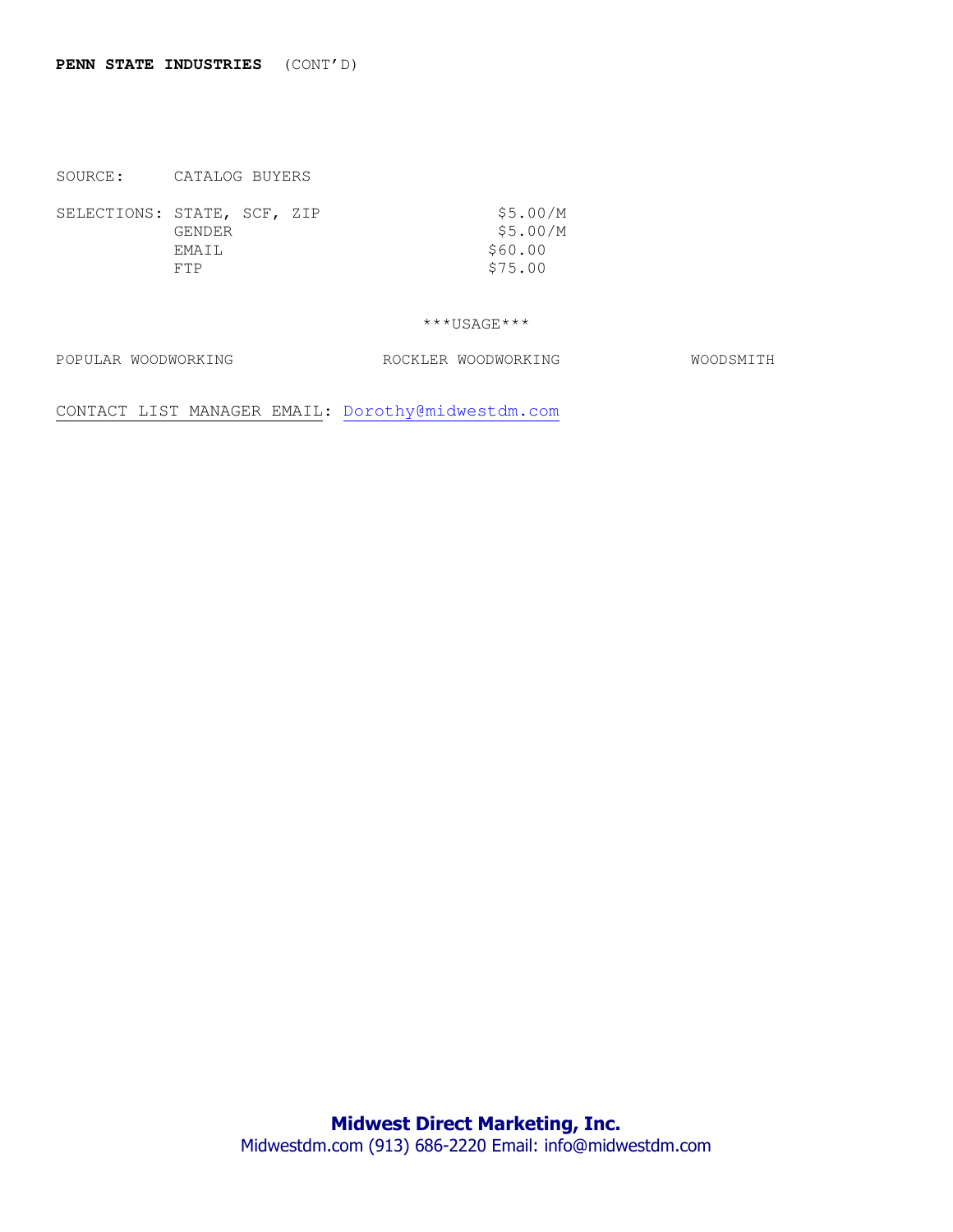**PENN STATE INDUSTRIES** (CONT'D)

SOURCE: CATALOG BUYERS

| | | |
|---|---|---|
| SELECTIONS: | STATE, SCF, ZIP | $5.00/M |
| | GENDER | $5.00/M |
| | EMAIL | $60.00 |
| | FTP | $75.00 |

***USAGE***

| | | |
|---|---|---|
| POPULAR WOODWORKING | ROCKLER WOODWORKING | WOODSMITH |

CONTACT LIST MANAGER EMAIL: Dorothy@midwestdm.com

**Midwest Direct Marketing, Inc.**
Midwestdm.com (913) 686-2220 Email: info@midwestdm.com